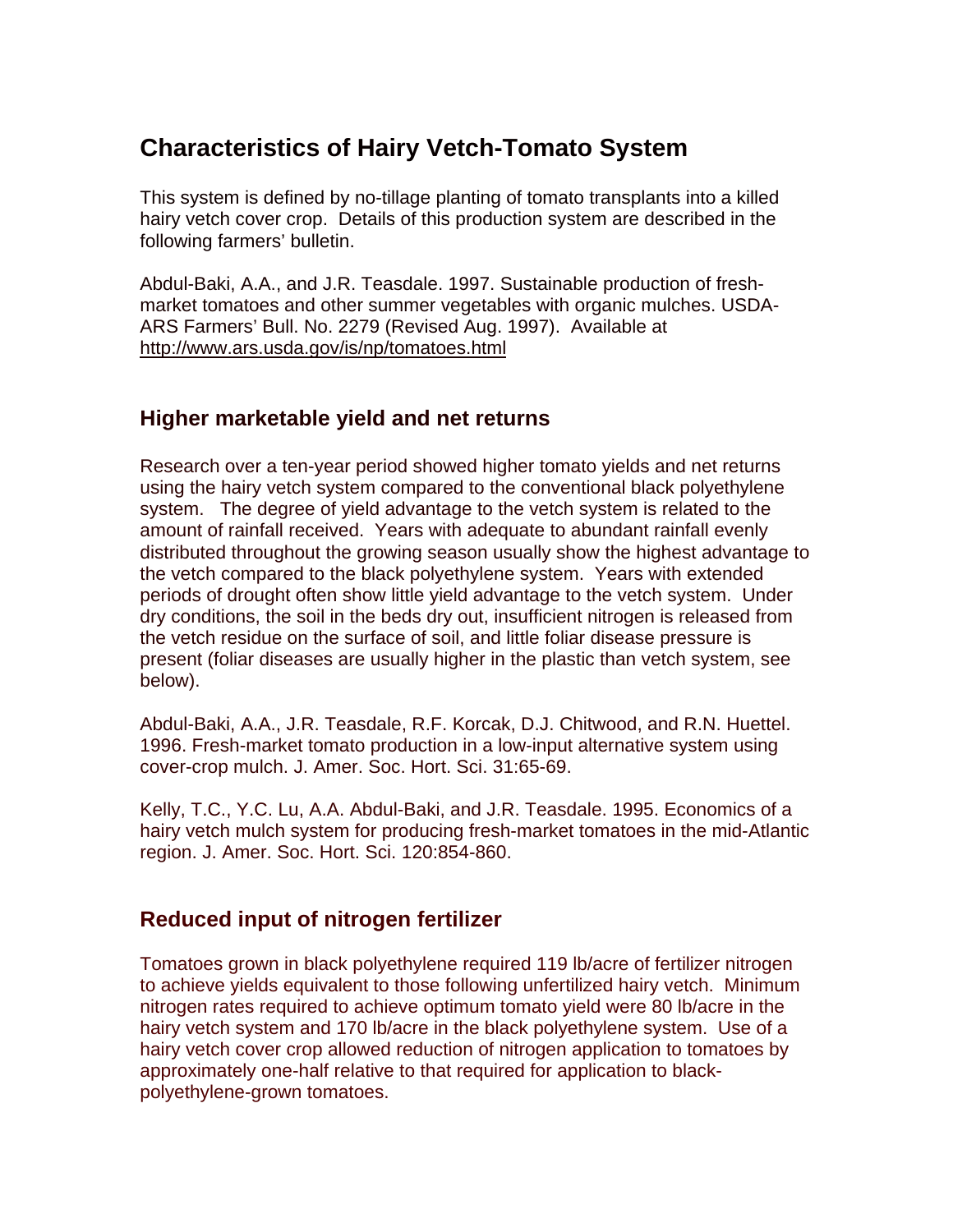# Characteristics of Hairy Vetch-Tomato System

This system is defined by no-tillage planting of tomato transplants into a killed hairy vetch cover crop. Details of this production system are described in the following farmers' bulletin.

Abdul-Baki, A.A., and J.R. Teasdale. 1997. Sustainable production of fresh-market tomatoes and other summer vegetables with organic mulches. USDA-ARS Farmers' Bull. No. 2279 (Revised Aug. 1997). Available at http://www.ars.usda.gov/is/np/tomatoes.html

## Higher marketable yield and net returns

Research over a ten-year period showed higher tomato yields and net returns using the hairy vetch system compared to the conventional black polyethylene system. The degree of yield advantage to the vetch system is related to the amount of rainfall received. Years with adequate to abundant rainfall evenly distributed throughout the growing season usually show the highest advantage to the vetch compared to the black polyethylene system. Years with extended periods of drought often show little yield advantage to the vetch system. Under dry conditions, the soil in the beds dry out, insufficient nitrogen is released from the vetch residue on the surface of soil, and little foliar disease pressure is present (foliar diseases are usually higher in the plastic than vetch system, see below).

Abdul-Baki, A.A., J.R. Teasdale, R.F. Korcak, D.J. Chitwood, and R.N. Huettel. 1996. Fresh-market tomato production in a low-input alternative system using cover-crop mulch. J. Amer. Soc. Hort. Sci. 31:65-69.

Kelly, T.C., Y.C. Lu, A.A. Abdul-Baki, and J.R. Teasdale. 1995. Economics of a hairy vetch mulch system for producing fresh-market tomatoes in the mid-Atlantic region. J. Amer. Soc. Hort. Sci. 120:854-860.

## Reduced input of nitrogen fertilizer

Tomatoes grown in black polyethylene required 119 lb/acre of fertilizer nitrogen to achieve yields equivalent to those following unfertilized hairy vetch. Minimum nitrogen rates required to achieve optimum tomato yield were 80 lb/acre in the hairy vetch system and 170 lb/acre in the black polyethylene system. Use of a hairy vetch cover crop allowed reduction of nitrogen application to tomatoes by approximately one-half relative to that required for application to black-polyethylene-grown tomatoes.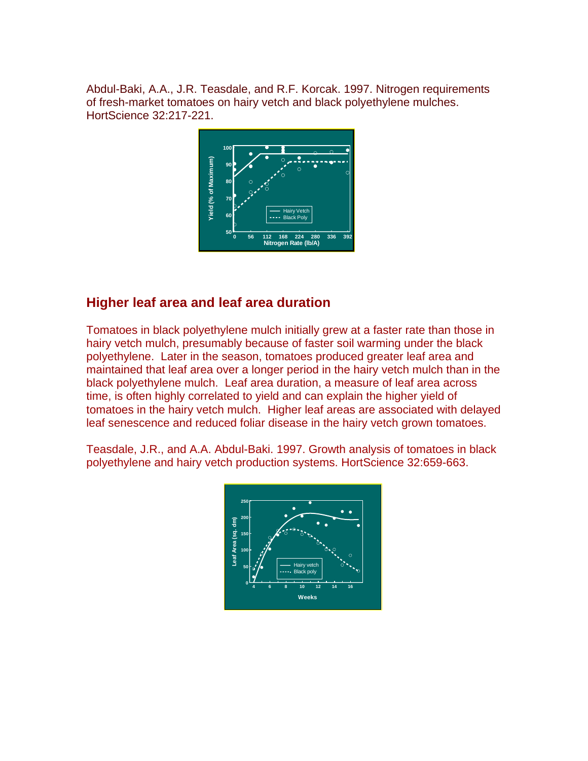Abdul-Baki, A.A., J.R. Teasdale, and R.F. Korcak. 1997. Nitrogen requirements of fresh-market tomatoes on hairy vetch and black polyethylene mulches. HortScience 32:217-221.

## Higher leaf area and leaf area duration

Tomatoes in black polyethylene mulch initially grew at a faster rate than those in hairy vetch mulch, presumably because of faster soil warming under the black polyethylene. Later in the season, tomatoes produced greater leaf area and maintained that leaf area over a longer period in the hairy vetch mulch than in the black polyethylene mulch. Leaf area duration, a measure of leaf area across time, is often highly correlated to yield and can explain the higher yield of tomatoes in the hairy vetch mulch. Higher leaf areas are associated with delayed leaf senescence and reduced foliar disease in the hairy vetch grown tomatoes.

Teasdale, J.R., and A.A. Abdul-Baki. 1997. Growth analysis of tomatoes in black polyethylene and hairy vetch production systems. HortScience 32:659-663.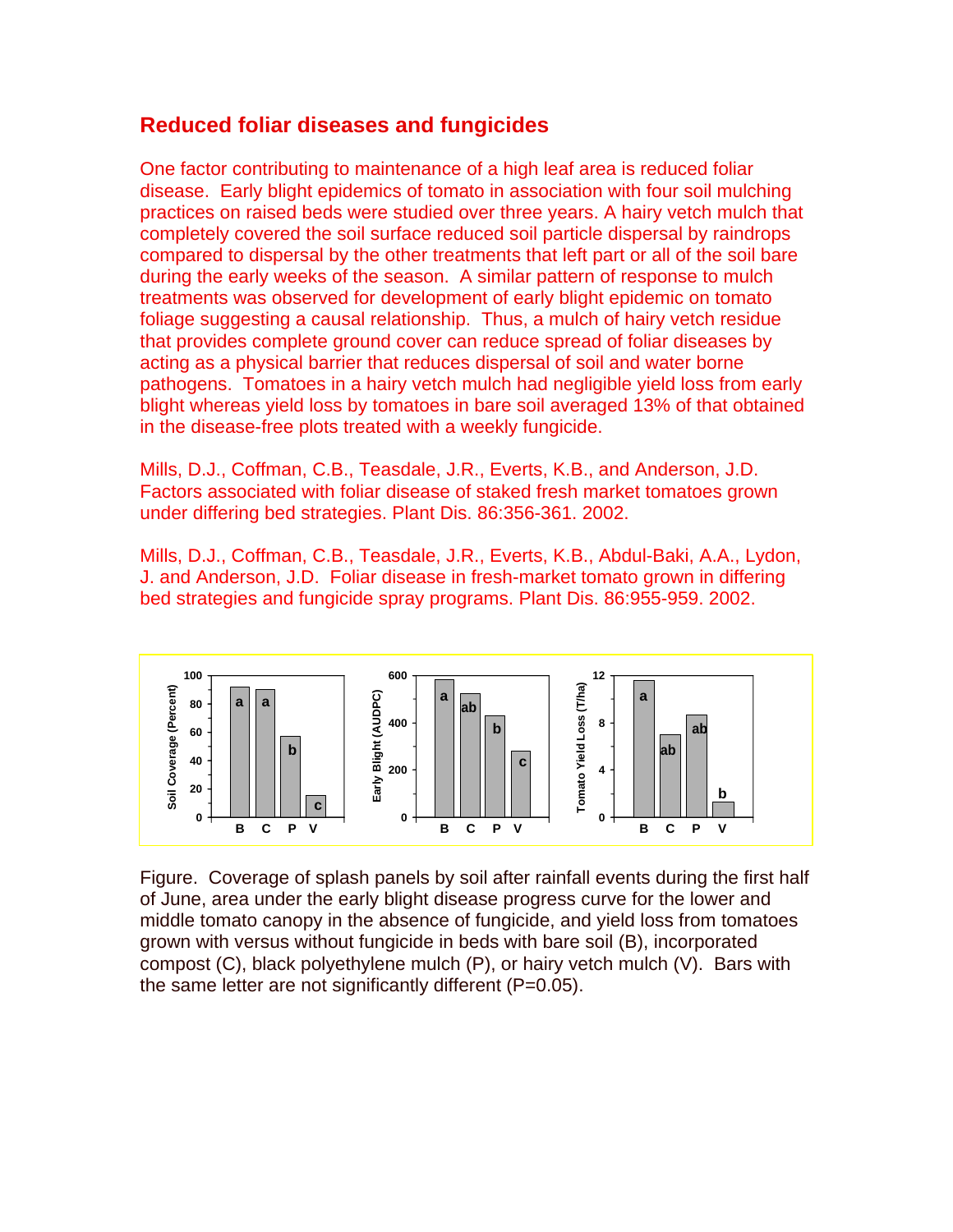## Reduced foliar diseases and fungicides

One factor contributing to maintenance of a high leaf area is reduced foliar disease. Early blight epidemics of tomato in association with four soil mulching practices on raised beds were studied over three years. A hairy vetch mulch that completely covered the soil surface reduced soil particle dispersal by raindrops compared to dispersal by the other treatments that left part or all of the soil bare during the early weeks of the season. A similar pattern of response to mulch treatments was observed for development of early blight epidemic on tomato foliage suggesting a causal relationship. Thus, a mulch of hairy vetch residue that provides complete ground cover can reduce spread of foliar diseases by acting as a physical barrier that reduces dispersal of soil and water borne pathogens. Tomatoes in a hairy vetch mulch had negligible yield loss from early blight whereas yield loss by tomatoes in bare soil averaged 13% of that obtained in the disease-free plots treated with a weekly fungicide.

Mills, D.J., Coffman, C.B., Teasdale, J.R., Everts, K.B., and Anderson, J.D. Factors associated with foliar disease of staked fresh market tomatoes grown under differing bed strategies. Plant Dis. 86:356-361. 2002.

Mills, D.J., Coffman, C.B., Teasdale, J.R., Everts, K.B., Abdul-Baki, A.A., Lydon, J. and Anderson, J.D. Foliar disease in fresh-market tomato grown in differing bed strategies and fungicide spray programs. Plant Dis. 86:955-959. 2002.

Figure. Coverage of splash panels by soil after rainfall events during the first half of June, area under the early blight disease progress curve for the lower and middle tomato canopy in the absence of fungicide, and yield loss from tomatoes grown with versus without fungicide in beds with bare soil (B), incorporated compost (C), black polyethylene mulch (P), or hairy vetch mulch (V). Bars with the same letter are not significantly different (P=0.05).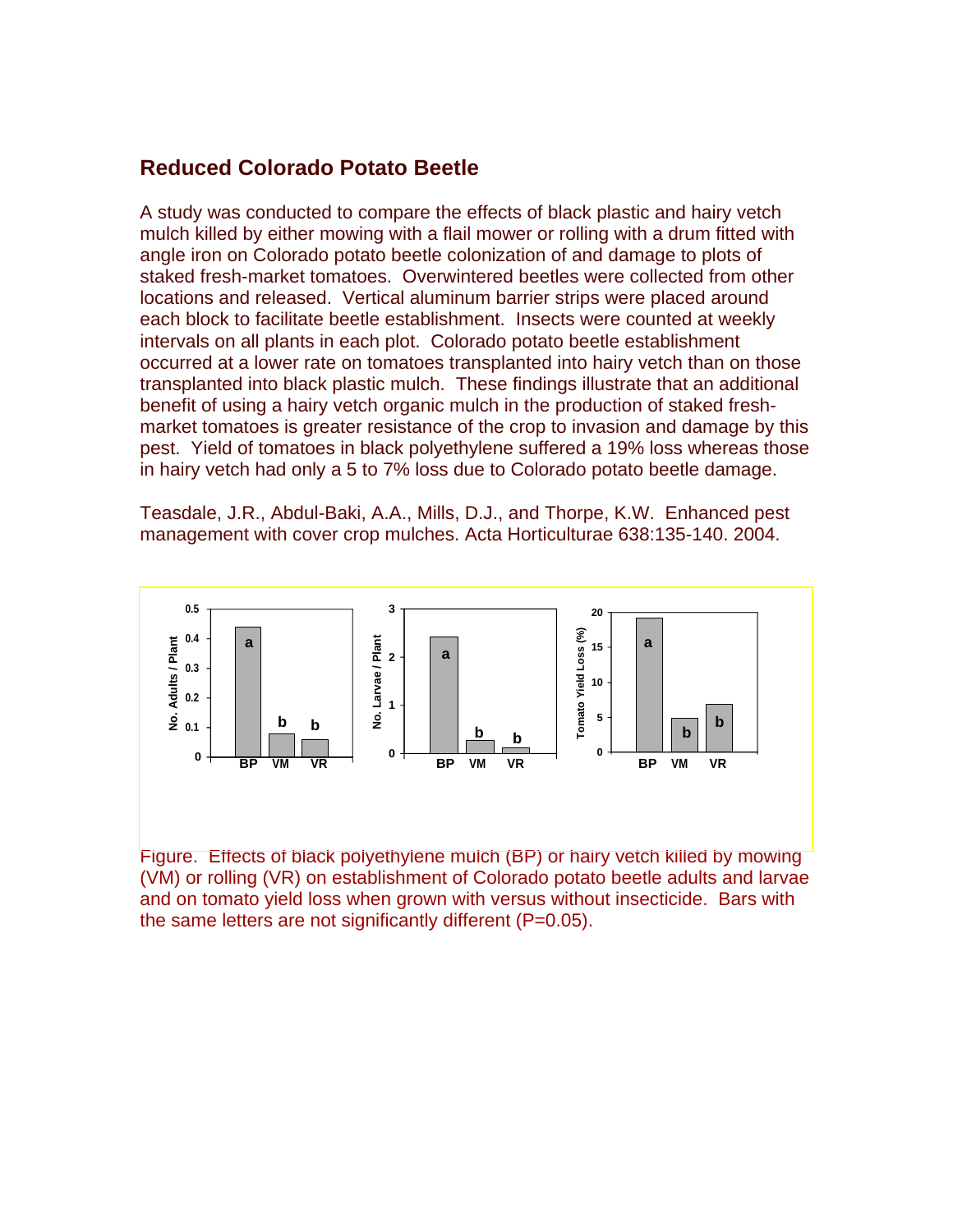## Reduced Colorado Potato Beetle

A study was conducted to compare the effects of black plastic and hairy vetch mulch killed by either mowing with a flail mower or rolling with a drum fitted with angle iron on Colorado potato beetle colonization of and damage to plots of staked fresh-market tomatoes. Overwintered beetles were collected from other locations and released. Vertical aluminum barrier strips were placed around each block to facilitate beetle establishment. Insects were counted at weekly intervals on all plants in each plot. Colorado potato beetle establishment occurred at a lower rate on tomatoes transplanted into hairy vetch than on those transplanted into black plastic mulch. These findings illustrate that an additional benefit of using a hairy vetch organic mulch in the production of staked fresh-market tomatoes is greater resistance of the crop to invasion and damage by this pest. Yield of tomatoes in black polyethylene suffered a 19% loss whereas those in hairy vetch had only a 5 to 7% loss due to Colorado potato beetle damage.

Teasdale, J.R., Abdul-Baki, A.A., Mills, D.J., and Thorpe, K.W. Enhanced pest management with cover crop mulches. Acta Horticulturae 638:135-140. 2004.

Figure. Effects of black polyethylene mulch (BP) or hairy vetch killed by mowing (VM) or rolling (VR) on establishment of Colorado potato beetle adults and larvae and on tomato yield loss when grown with versus without insecticide. Bars with the same letters are not significantly different (P=0.05).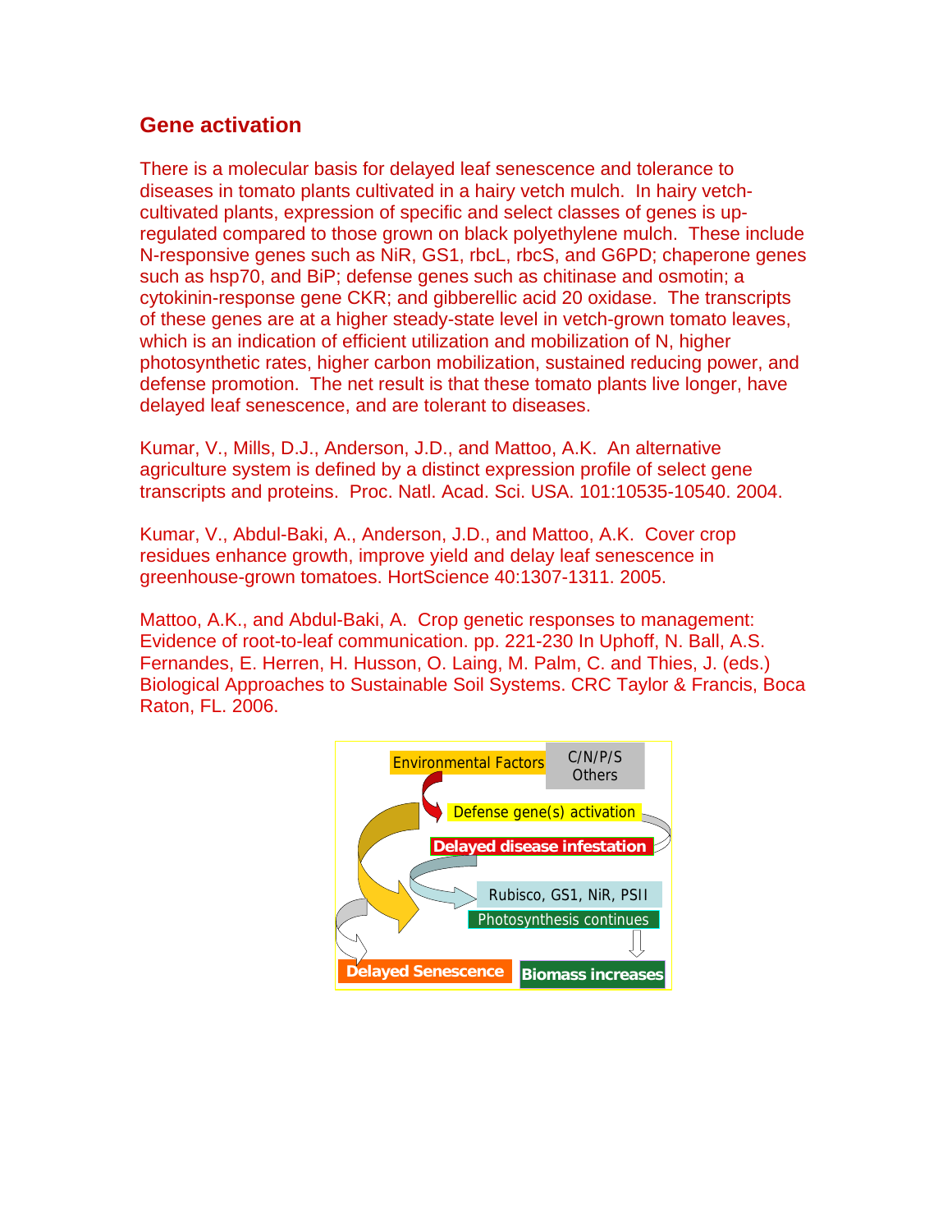## Gene activation

There is a molecular basis for delayed leaf senescence and tolerance to diseases in tomato plants cultivated in a hairy vetch mulch. In hairy vetch-cultivated plants, expression of specific and select classes of genes is up-regulated compared to those grown on black polyethylene mulch. These include N-responsive genes such as NiR, GS1, rbcL, rbcS, and G6PD; chaperone genes such as hsp70, and BiP; defense genes such as chitinase and osmotin; a cytokinin-response gene CKR; and gibberellic acid 20 oxidase. The transcripts of these genes are at a higher steady-state level in vetch-grown tomato leaves, which is an indication of efficient utilization and mobilization of N, higher photosynthetic rates, higher carbon mobilization, sustained reducing power, and defense promotion. The net result is that these tomato plants live longer, have delayed leaf senescence, and are tolerant to diseases.

Kumar, V., Mills, D.J., Anderson, J.D., and Mattoo, A.K. An alternative agriculture system is defined by a distinct expression profile of select gene transcripts and proteins. Proc. Natl. Acad. Sci. USA. 101:10535-10540. 2004.

Kumar, V., Abdul-Baki, A., Anderson, J.D., and Mattoo, A.K. Cover crop residues enhance growth, improve yield and delay leaf senescence in greenhouse-grown tomatoes. HortScience 40:1307-1311. 2005.

Mattoo, A.K., and Abdul-Baki, A. Crop genetic responses to management: Evidence of root-to-leaf communication. pp. 221-230 In Uphoff, N. Ball, A.S. Fernandes, E. Herren, H. Husson, O. Laing, M. Palm, C. and Thies, J. (eds.) Biological Approaches to Sustainable Soil Systems. CRC Taylor & Francis, Boca Raton, FL. 2006.

Environmental Factors | C/N/P/S Others

Defense gene(s) activation

Delayed disease infestation

Rubisco, GS1, NiR, PSII

Photosynthesis continues

Delayed Senescence

Biomass increases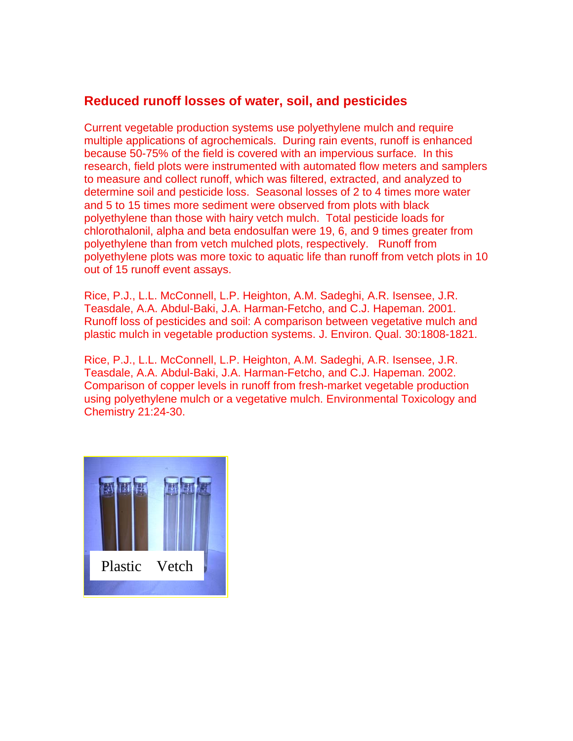## Reduced runoff losses of water, soil, and pesticides

Current vegetable production systems use polyethylene mulch and require multiple applications of agrochemicals. During rain events, runoff is enhanced because 50-75% of the field is covered with an impervious surface. In this research, field plots were instrumented with automated flow meters and samplers to measure and collect runoff, which was filtered, extracted, and analyzed to determine soil and pesticide loss. Seasonal losses of 2 to 4 times more water and 5 to 15 times more sediment were observed from plots with black polyethylene than those with hairy vetch mulch. Total pesticide loads for chlorothalonil, alpha and beta endosulfan were 19, 6, and 9 times greater from polyethylene than from vetch mulched plots, respectively. Runoff from polyethylene plots was more toxic to aquatic life than runoff from vetch plots in 10 out of 15 runoff event assays.

Rice, P.J., L.L. McConnell, L.P. Heighton, A.M. Sadeghi, A.R. Isensee, J.R. Teasdale, A.A. Abdul-Baki, J.A. Harman-Fetcho, and C.J. Hapeman. 2001. Runoff loss of pesticides and soil: A comparison between vegetative mulch and plastic mulch in vegetable production systems. J. Environ. Qual. 30:1808-1821.

Rice, P.J., L.L. McConnell, L.P. Heighton, A.M. Sadeghi, A.R. Isensee, J.R. Teasdale, A.A. Abdul-Baki, J.A. Harman-Fetcho, and C.J. Hapeman. 2002. Comparison of copper levels in runoff from fresh-market vegetable production using polyethylene mulch or a vegetative mulch. Environmental Toxicology and Chemistry 21:24-30.

Plastic Vetch